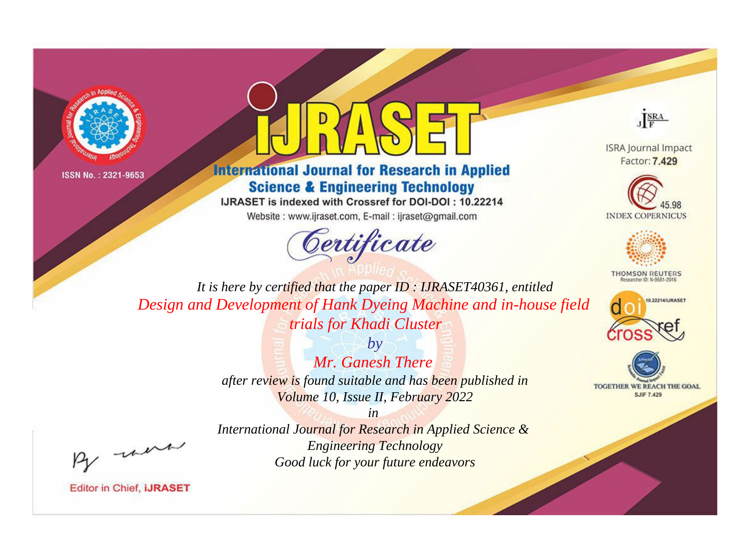ISSN No. : 2321-9653

# IJRASET

## International Journal for Research in Applied Science & Engineering Technology

IJRASET is indexed with Crossref for DOI-DOI : 10.22214

Website : www.ijraset.com, E-mail : ijraset@gmail.com

ISRA Journal Impact Factor: **7.429**

45.98 INDEX COPERNICUS

THOMSON REUTERS Researcher ID: N-9681-2016

10.22214/IJRASET

TOGETHER WE REACH THE GOAL SJIF 7.429

# *Certificate*

*It is here by certified that the paper ID : IJRASET40361, entitled*

*Design and Development of Hank Dyeing Machine and in-house field trials for Khadi Cluster*

*by*

*Mr. Ganesh There*

*after review is found suitable and has been published in*

*Volume 10, Issue II, February 2022*

*in*

*International Journal for Research in Applied Science & Engineering Technology*

*Good luck for your future endeavors*

Editor in Chief, **iJRASET**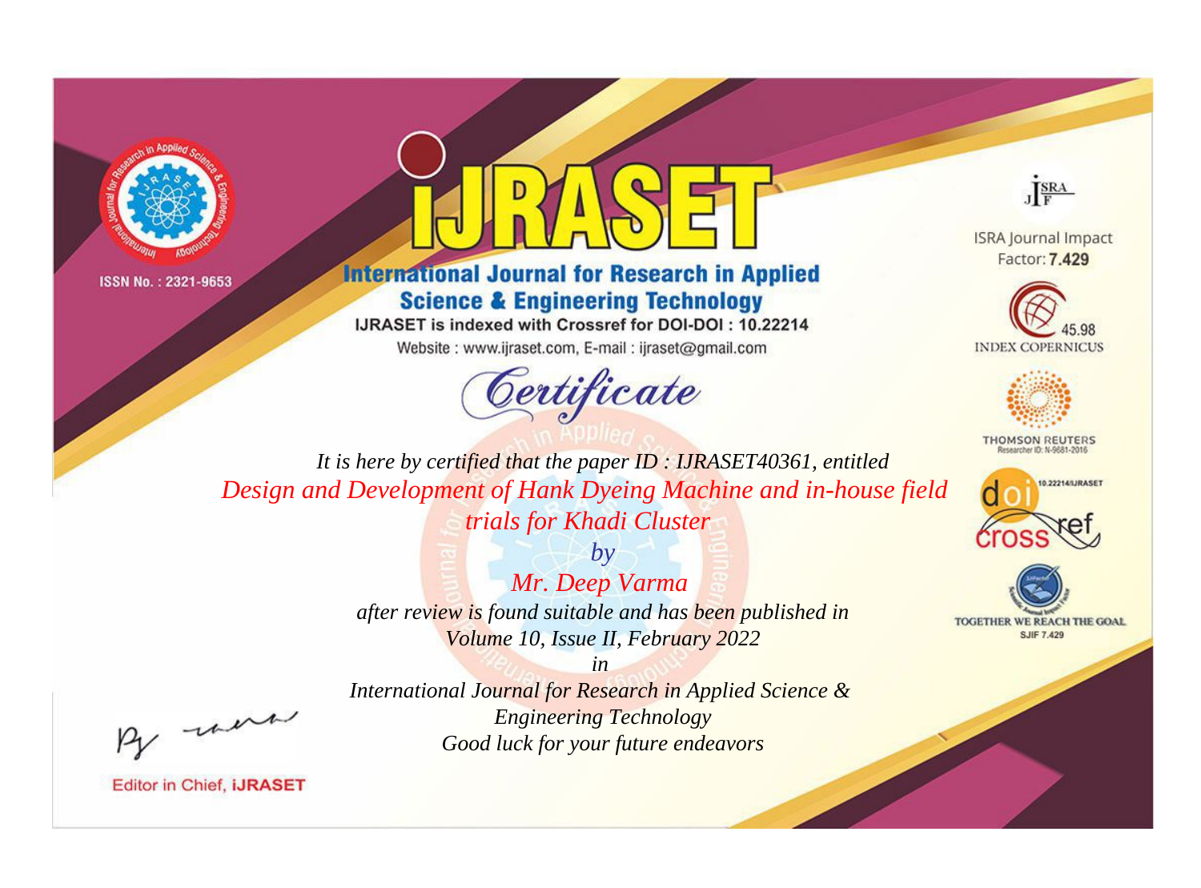ISSN No. : 2321-9653

# iJRASET

## International Journal for Research in Applied Science & Engineering Technology

IJRASET is indexed with Crossref for DOI-DOI : 10.22214

Website : www.ijraset.com, E-mail : ijraset@gmail.com

ISRA Journal Impact Factor: **7.429**

45.98 INDEX COPERNICUS

THOMSON REUTERS Researcher ID: N-9681-2016

10.22214/IJRASET

TOGETHER WE REACH THE GOAL SJIF 7.429

# *Certificate*

*It is here by certified that the paper ID : IJRASET40361, entitled*

*Design and Development of Hank Dyeing Machine and in-house field trials for Khadi Cluster*

*by*

*Mr. Deep Varma*

*after review is found suitable and has been published in*

*Volume 10, Issue II, February 2022*

*in*

*International Journal for Research in Applied Science & Engineering Technology*

*Good luck for your future endeavors*

Editor in Chief, **iJRASET**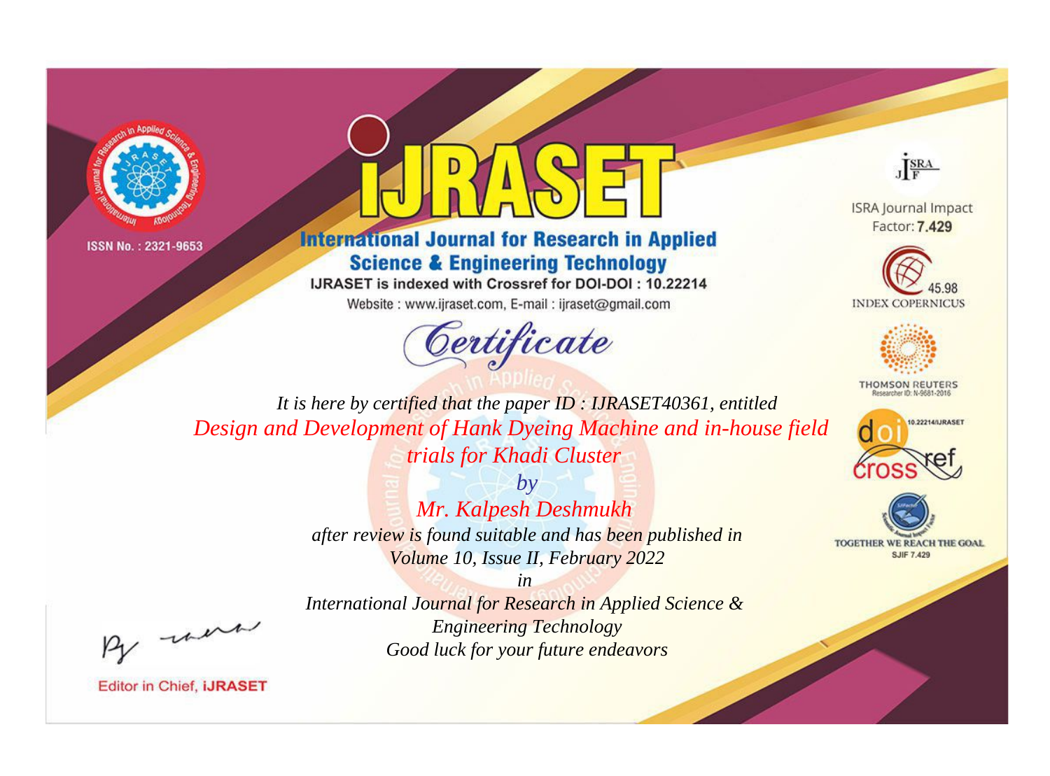ISSN No. : 2321-9653

# IJRASET

## International Journal for Research in Applied Science & Engineering Technology

IJRASET is indexed with Crossref for DOI-DOI : 10.22214

Website : www.ijraset.com, E-mail : ijraset@gmail.com

ISRA Journal Impact Factor: **7.429**

45.98 INDEX COPERNICUS

THOMSON REUTERS Researcher ID: N-9681-2016

10.22214/IJRASET

TOGETHER WE REACH THE GOAL SJIF 7.429

*Certificate*

*It is here by certified that the paper ID : IJRASET40361, entitled*

*Design and Development of Hank Dyeing Machine and in-house field trials for Khadi Cluster*

*by*

*Mr. Kalpesh Deshmukh*

*after review is found suitable and has been published in*

*Volume 10, Issue II, February 2022*

*in*

*International Journal for Research in Applied Science & Engineering Technology*

*Good luck for your future endeavors*

Editor in Chief, **iJRASET**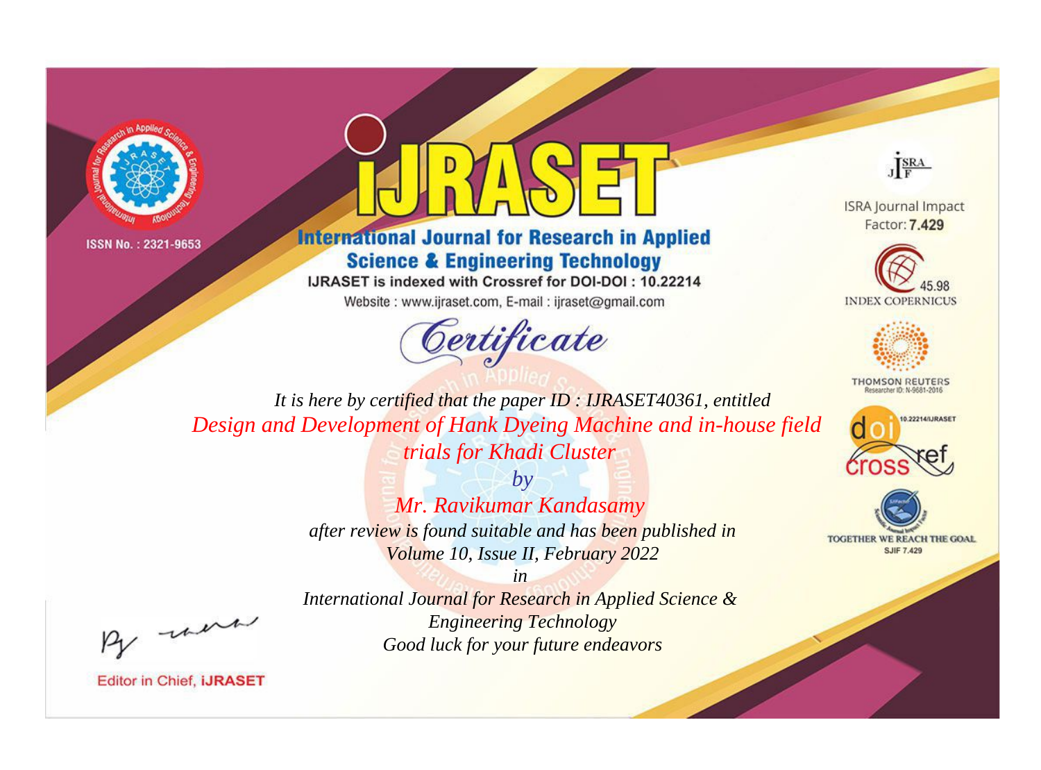ISSN No. : 2321-9653

# IJRASET

## International Journal for Research in Applied Science & Engineering Technology

IJRASET is indexed with Crossref for DOI-DOI : 10.22214

Website : www.ijraset.com, E-mail : ijraset@gmail.com

*Certificate*

*It is here by certified that the paper ID : IJRASET40361, entitled*

*Design and Development of Hank Dyeing Machine and in-house field trials for Khadi Cluster*

*by*

*Mr. Ravikumar Kandasamy*

*after review is found suitable and has been published in*

*Volume 10, Issue II, February 2022*

*in*

*International Journal for Research in Applied Science & Engineering Technology*

*Good luck for your future endeavors*

ISRA Journal Impact Factor: **7.429**

45.98 INDEX COPERNICUS

THOMSON REUTERS Researcher ID: N-9681-2016

10.22214/IJRASET

TOGETHER WE REACH THE GOAL SJIF 7.429

Editor in Chief, **iJRASET**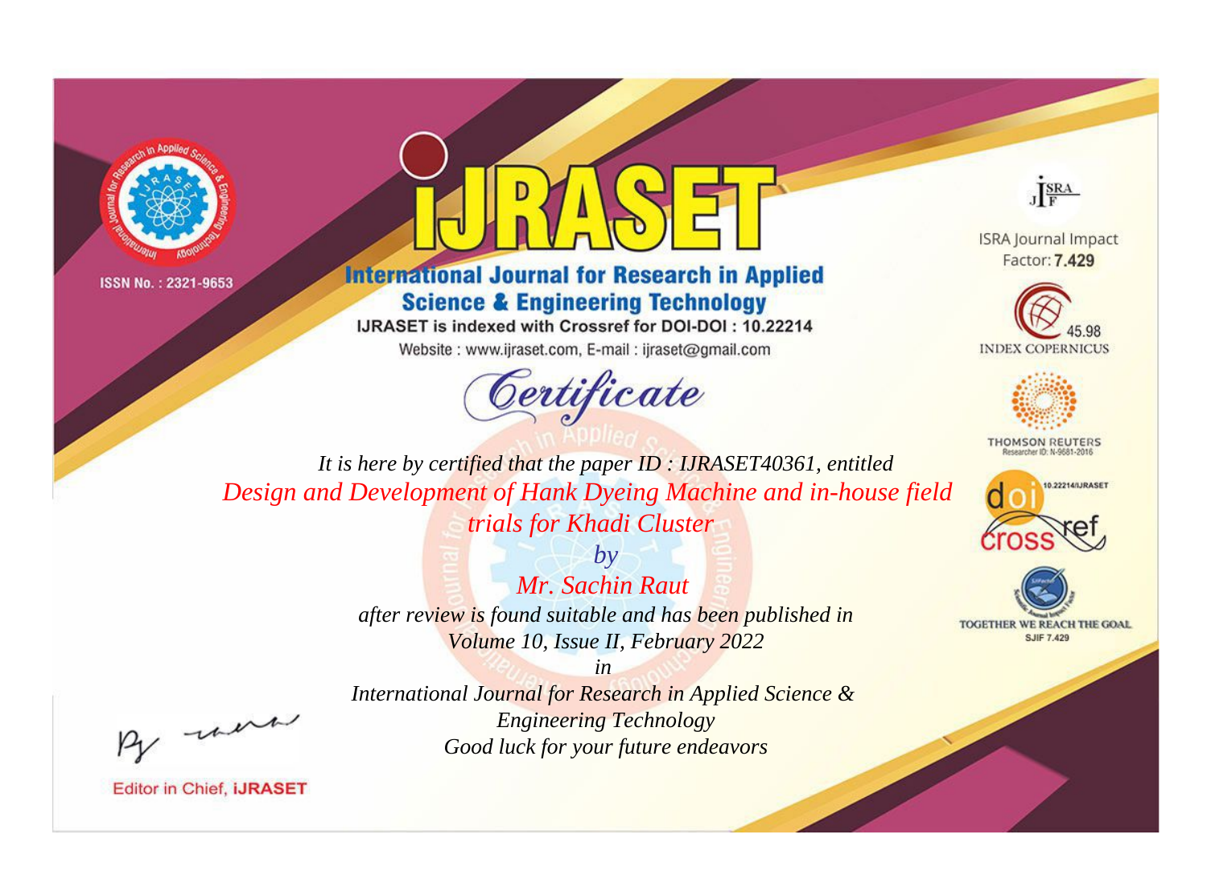ISSN No. : 2321-9653

# IJRASET

## International Journal for Research in Applied Science & Engineering Technology

IJRASET is indexed with Crossref for DOI-DOI : 10.22214

Website : www.ijraset.com, E-mail : ijraset@gmail.com

ISRA Journal Impact Factor: **7.429**

45.98 INDEX COPERNICUS

THOMSON REUTERS Researcher ID: N-9681-2016

10.22214/IJRASET

TOGETHER WE REACH THE GOAL SJIF 7.429

*Certificate*

*It is here by certified that the paper ID : IJRASET40361, entitled*

*Design and Development of Hank Dyeing Machine and in-house field trials for Khadi Cluster*

*by*

*Mr. Sachin Raut*

*after review is found suitable and has been published in*

*Volume 10, Issue II, February 2022*

*in*

*International Journal for Research in Applied Science & Engineering Technology*

*Good luck for your future endeavors*

Editor in Chief, **iJRASET**